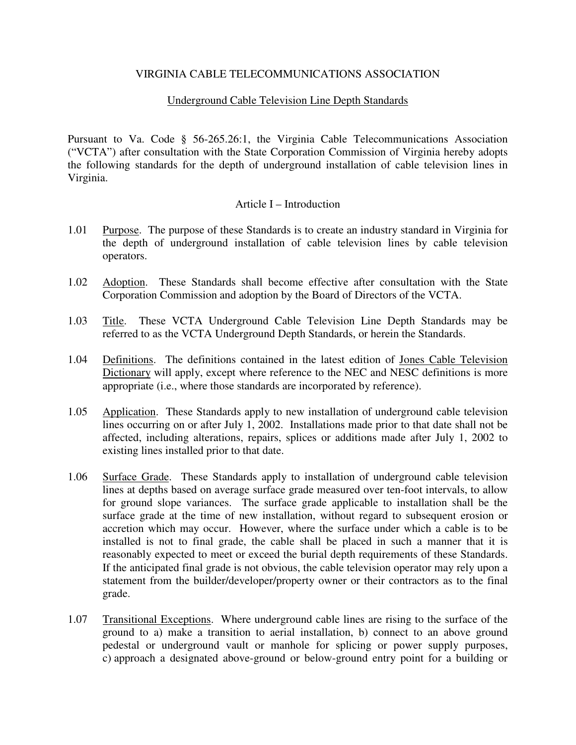# VIRGINIA CABLE TELECOMMUNICATIONS ASSOCIATION

## Underground Cable Television Line Depth Standards

Pursuant to Va. Code § 56-265.26:1, the Virginia Cable Telecommunications Association ("VCTA") after consultation with the State Corporation Commission of Virginia hereby adopts the following standards for the depth of underground installation of cable television lines in Virginia.

### Article I – Introduction

1.01 Purpose. The purpose of these Standards is to create an industry standard in Virginia for the depth of underground installation of cable television lines by cable television operators.

1.02 Adoption. These Standards shall become effective after consultation with the State Corporation Commission and adoption by the Board of Directors of the VCTA.

1.03 Title. These VCTA Underground Cable Television Line Depth Standards may be referred to as the VCTA Underground Depth Standards, or herein the Standards.

1.04 Definitions. The definitions contained in the latest edition of Jones Cable Television Dictionary will apply, except where reference to the NEC and NESC definitions is more appropriate (i.e., where those standards are incorporated by reference).

1.05 Application. These Standards apply to new installation of underground cable television lines occurring on or after July 1, 2002. Installations made prior to that date shall not be affected, including alterations, repairs, splices or additions made after July 1, 2002 to existing lines installed prior to that date.

1.06 Surface Grade. These Standards apply to installation of underground cable television lines at depths based on average surface grade measured over ten-foot intervals, to allow for ground slope variances. The surface grade applicable to installation shall be the surface grade at the time of new installation, without regard to subsequent erosion or accretion which may occur. However, where the surface under which a cable is to be installed is not to final grade, the cable shall be placed in such a manner that it is reasonably expected to meet or exceed the burial depth requirements of these Standards. If the anticipated final grade is not obvious, the cable television operator may rely upon a statement from the builder/developer/property owner or their contractors as to the final grade.

1.07 Transitional Exceptions. Where underground cable lines are rising to the surface of the ground to a) make a transition to aerial installation, b) connect to an above ground pedestal or underground vault or manhole for splicing or power supply purposes, c) approach a designated above-ground or below-ground entry point for a building or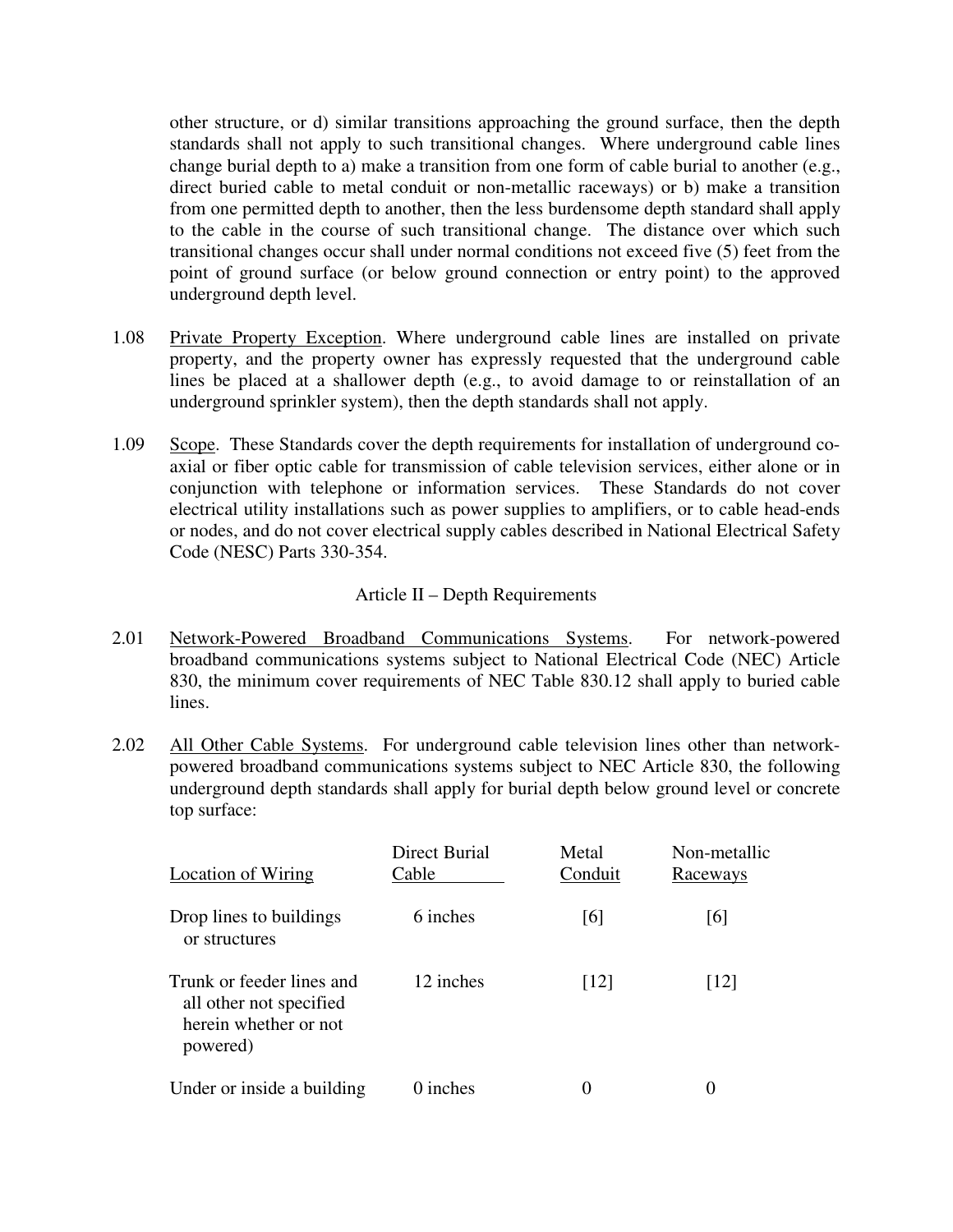other structure, or d) similar transitions approaching the ground surface, then the depth standards shall not apply to such transitional changes. Where underground cable lines change burial depth to a) make a transition from one form of cable burial to another (e.g., direct buried cable to metal conduit or non-metallic raceways) or b) make a transition from one permitted depth to another, then the less burdensome depth standard shall apply to the cable in the course of such transitional change. The distance over which such transitional changes occur shall under normal conditions not exceed five (5) feet from the point of ground surface (or below ground connection or entry point) to the approved underground depth level.

1.08 Private Property Exception. Where underground cable lines are installed on private property, and the property owner has expressly requested that the underground cable lines be placed at a shallower depth (e.g., to avoid damage to or reinstallation of an underground sprinkler system), then the depth standards shall not apply.

1.09 Scope. These Standards cover the depth requirements for installation of underground co-axial or fiber optic cable for transmission of cable television services, either alone or in conjunction with telephone or information services. These Standards do not cover electrical utility installations such as power supplies to amplifiers, or to cable head-ends or nodes, and do not cover electrical supply cables described in National Electrical Safety Code (NESC) Parts 330-354.

## Article II – Depth Requirements

2.01 Network-Powered Broadband Communications Systems. For network-powered broadband communications systems subject to National Electrical Code (NEC) Article 830, the minimum cover requirements of NEC Table 830.12 shall apply to buried cable lines.

2.02 All Other Cable Systems. For underground cable television lines other than network-powered broadband communications systems subject to NEC Article 830, the following underground depth standards shall apply for burial depth below ground level or concrete top surface:

| Location of Wiring | Direct Burial Cable | Metal Conduit | Non-metallic Raceways |
|---|---|---|---|
| Drop lines to buildings or structures | 6 inches | [6] | [6] |
| Trunk or feeder lines and all other not specified herein whether or not powered) | 12 inches | [12] | [12] |
| Under or inside a building | 0 inches | 0 | 0 |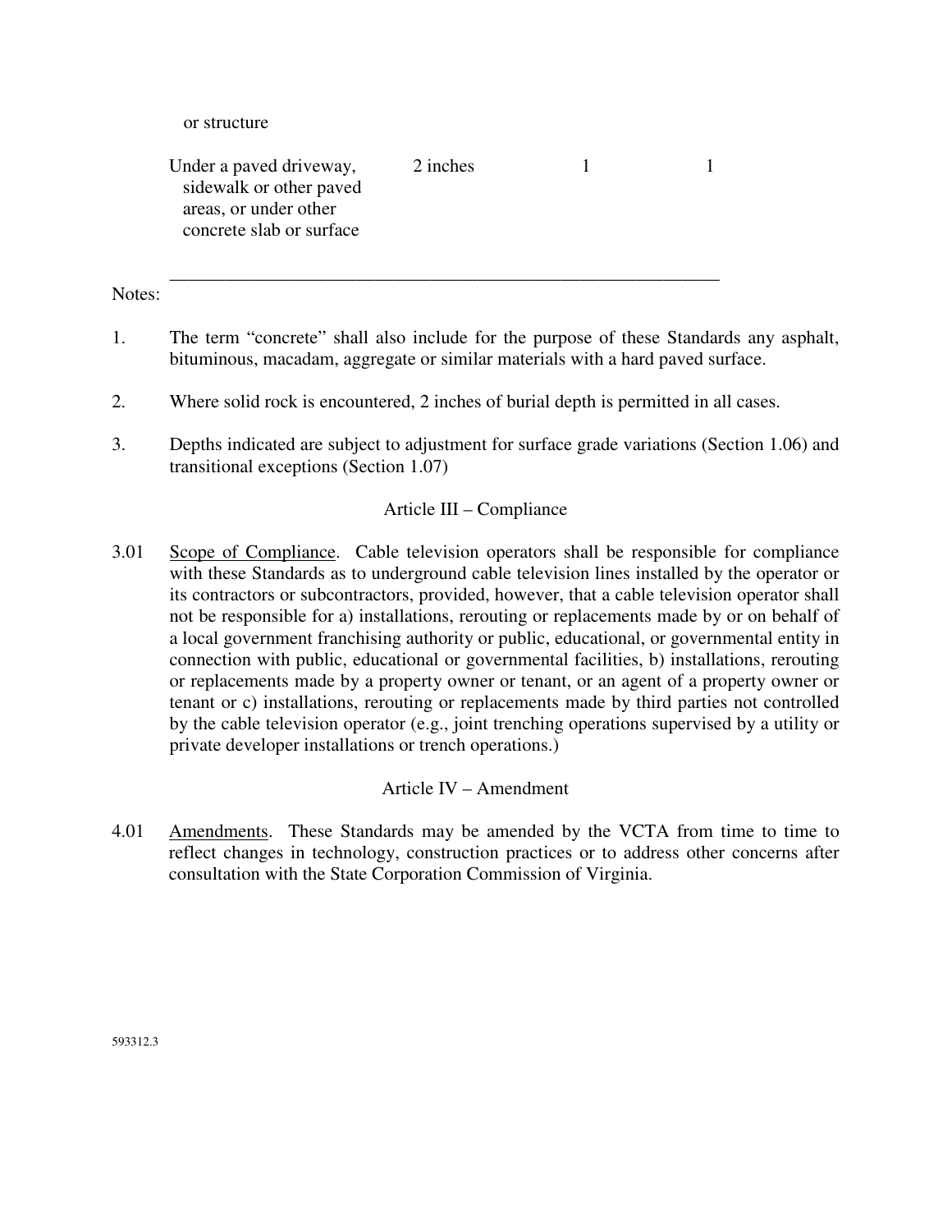| | | | |
|---|---|---|---|
| or structure | | | |
| Under a paved driveway, sidewalk or other paved areas, or under other concrete slab or surface | 2 inches | 1 | 1 |

Notes:

1. The term "concrete" shall also include for the purpose of these Standards any asphalt, bituminous, macadam, aggregate or similar materials with a hard paved surface.

2. Where solid rock is encountered, 2 inches of burial depth is permitted in all cases.

3. Depths indicated are subject to adjustment for surface grade variations (Section 1.06) and transitional exceptions (Section 1.07)

## Article III – Compliance

3.01 Scope of Compliance. Cable television operators shall be responsible for compliance with these Standards as to underground cable television lines installed by the operator or its contractors or subcontractors, provided, however, that a cable television operator shall not be responsible for a) installations, rerouting or replacements made by or on behalf of a local government franchising authority or public, educational, or governmental entity in connection with public, educational or governmental facilities, b) installations, rerouting or replacements made by a property owner or tenant, or an agent of a property owner or tenant or c) installations, rerouting or replacements made by third parties not controlled by the cable television operator (e.g., joint trenching operations supervised by a utility or private developer installations or trench operations.)

## Article IV – Amendment

4.01 Amendments. These Standards may be amended by the VCTA from time to time to reflect changes in technology, construction practices or to address other concerns after consultation with the State Corporation Commission of Virginia.

593312.3